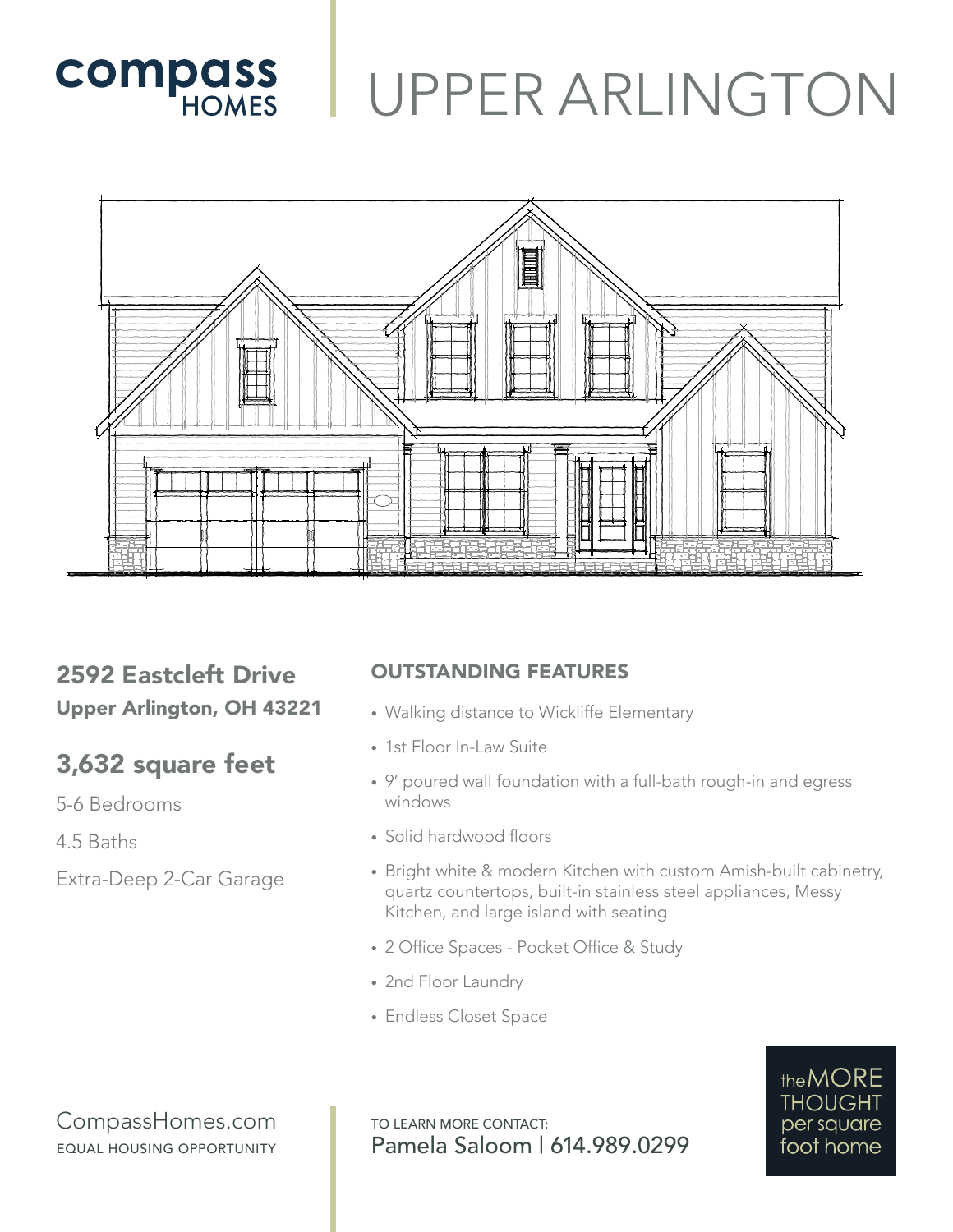compass HOMES

# UPPER ARLINGTON

## 2592 Eastcleft Drive

**Upper Arlington, OH 43221**

## 3,632 square feet

5-6 Bedrooms

4.5 Baths

Extra-Deep 2-Car Garage

## OUTSTANDING FEATURES

- Walking distance to Wickliffe Elementary
- 1st Floor In-Law Suite
- 9' poured wall foundation with a full-bath rough-in and egress windows
- Solid hardwood floors
- Bright white & modern Kitchen with custom Amish-built cabinetry, quartz countertops, built-in stainless steel appliances, Messy Kitchen, and large island with seating
- 2 Office Spaces - Pocket Office & Study
- 2nd Floor Laundry
- Endless Closet Space

CompassHomes.com
EQUAL HOUSING OPPORTUNITY

TO LEARN MORE CONTACT:
Pamela Saloom | 614.989.0299

the MORE THOUGHT per square foot home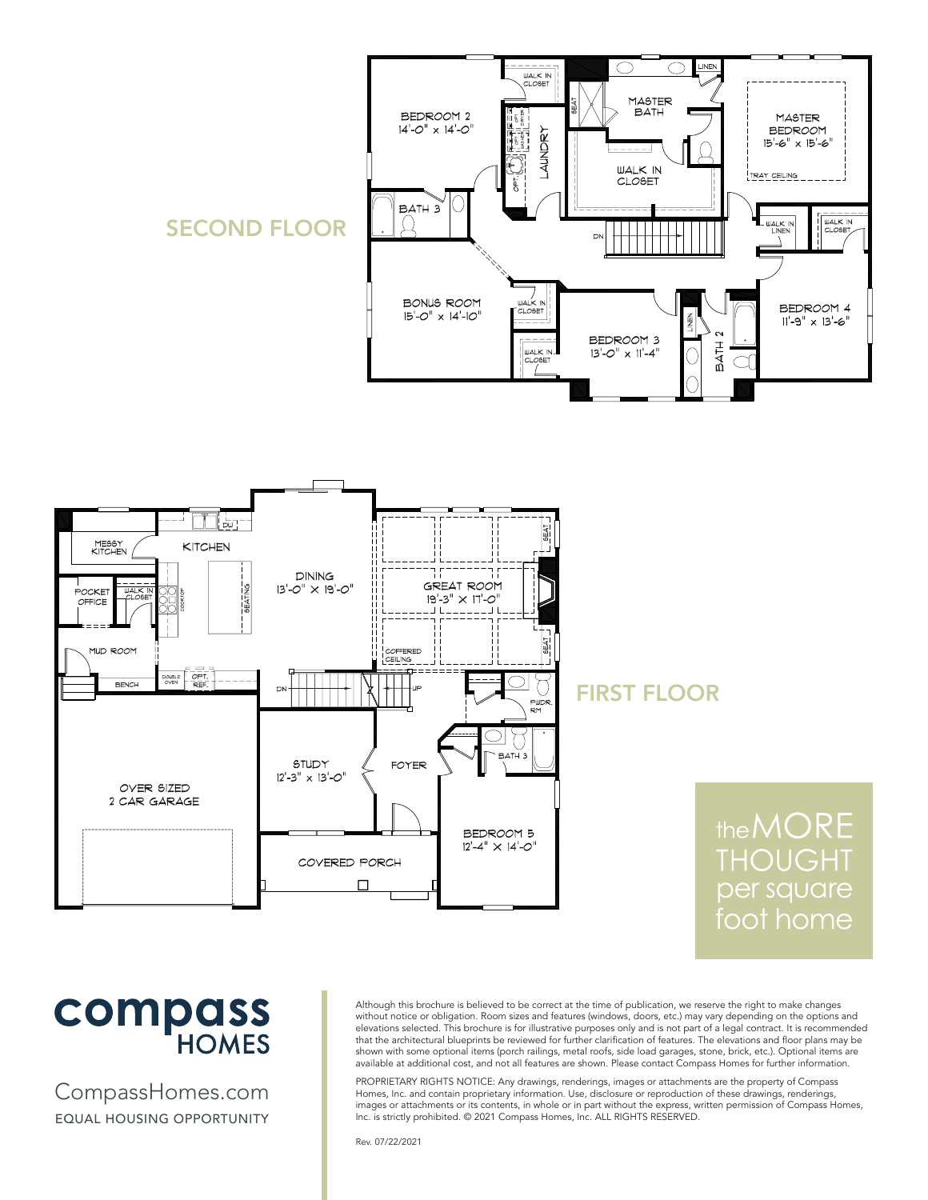## SECOND FLOOR

BEDROOM 2
14'-0" x 14'-0"

WALK IN CLOSET

LAUNDRY

MASTER BATH

SEAT

LINEN

MASTER BEDROOM
15'-6" x 15'-6"

TRAY CEILING

WALK IN CLOSET

BATH 3

DN

WALK IN LINEN

WALK IN CLOSET

BONUS ROOM
15'-0" x 14'-10"

WALK IN CLOSET

WALK IN CLOSET

BEDROOM 3
13'-0" x 11'-4"

LINEN

BATH 2

BEDROOM 4
11'-9" x 13'-6"

## FIRST FLOOR

MESSY KITCHEN

KITCHEN

DW

DINING
13'-0" X 13'-0"

GREAT ROOM
19'-3" X 17'-0"

SEAT

SEAT

COFFERED CEILING

POCKET OFFICE

WALK IN CLOSET

COOKTOP

SEATING

MUD ROOM

BENCH

DOUBLE OVEN

OPT. REF.

DN

UP

PWDR. RM

STUDY
12'-3" x 13'-0"

FOYER

BATH 3

OVER SIZED 2 CAR GARAGE

COVERED PORCH

BEDROOM 5
12'-4" X 14'-0"

the MORE THOUGHT per square foot home

**compass HOMES**

CompassHomes.com

EQUAL HOUSING OPPORTUNITY

Although this brochure is believed to be correct at the time of publication, we reserve the right to make changes without notice or obligation. Room sizes and features (windows, doors, etc.) may vary depending on the options and elevations selected. This brochure is for illustrative purposes only and is not part of a legal contract. It is recommended that the architectural blueprints be reviewed for further clarification of features. The elevations and floor plans may be shown with some optional items (porch railings, metal roofs, side load garages, stone, brick, etc.). Optional items are available at additional cost, and not all features are shown. Please contact Compass Homes for further information.

PROPRIETARY RIGHTS NOTICE: Any drawings, renderings, images or attachments are the property of Compass Homes, Inc. and contain proprietary information. Use, disclosure or reproduction of these drawings, renderings, images or attachments or its contents, in whole or in part without the express, written permission of Compass Homes, Inc. is strictly prohibited. © 2021 Compass Homes, Inc. ALL RIGHTS RESERVED.

Rev. 07/22/2021